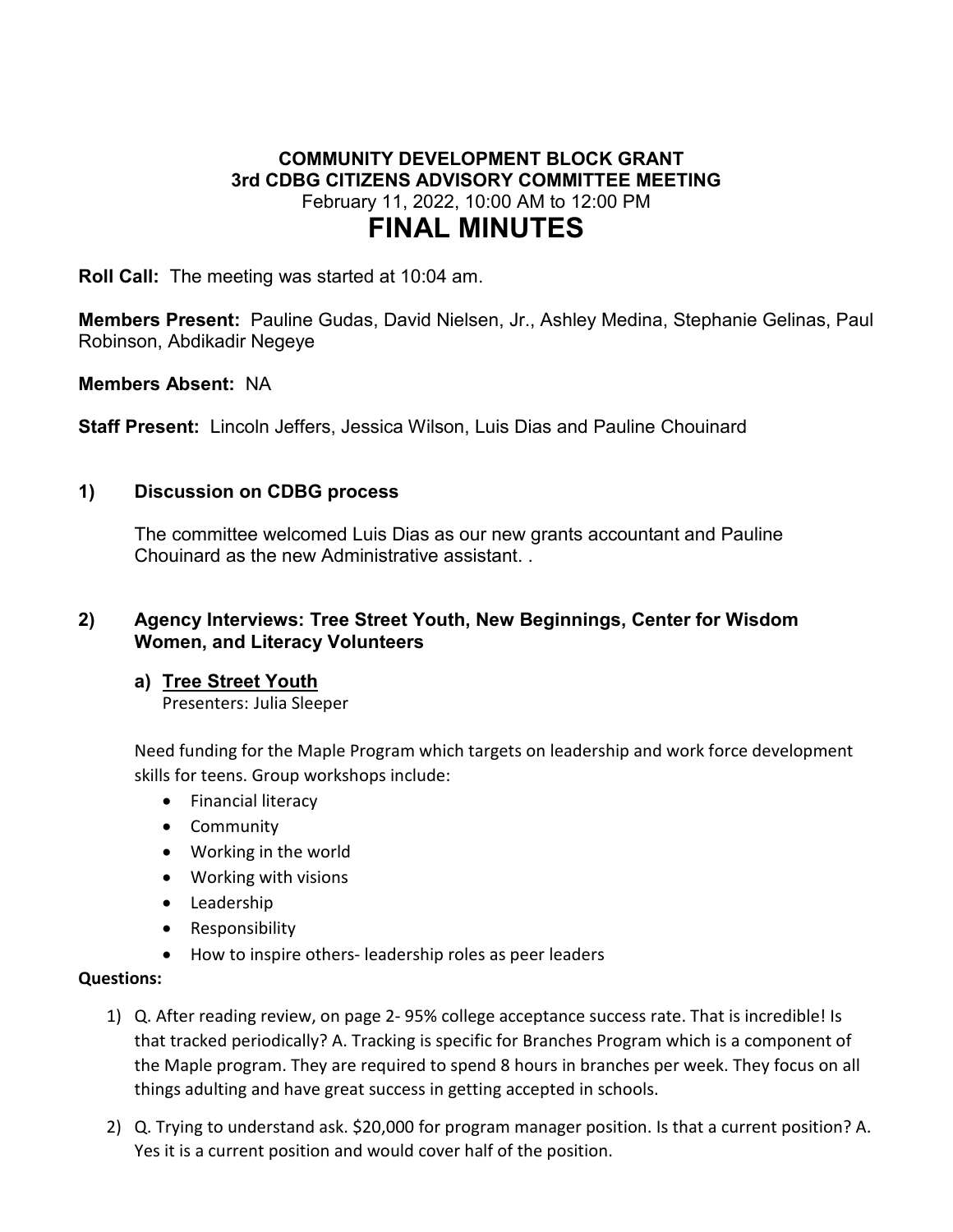# COMMUNITY DEVELOPMENT BLOCK GRANT
## 3rd CDBG CITIZENS ADVISORY COMMITTEE MEETING

February 11, 2022, 10:00 AM to 12:00 PM

# FINAL MINUTES

**Roll Call:** The meeting was started at 10:04 am.

**Members Present:** Pauline Gudas, David Nielsen, Jr., Ashley Medina, Stephanie Gelinas, Paul Robinson, Abdikadir Negeye

**Members Absent:** NA

**Staff Present:** Lincoln Jeffers, Jessica Wilson, Luis Dias and Pauline Chouinard

### 1) Discussion on CDBG process

The committee welcomed Luis Dias as our new grants accountant and Pauline Chouinard as the new Administrative assistant. .

### 2) Agency Interviews: Tree Street Youth, New Beginnings, Center for Wisdom Women, and Literacy Volunteers

#### a) Tree Street Youth

Presenters: Julia Sleeper

Need funding for the Maple Program which targets on leadership and work force development skills for teens. Group workshops include:

- Financial literacy
- Community
- Working in the world
- Working with visions
- Leadership
- Responsibility
- How to inspire others- leadership roles as peer leaders

**Questions:**

1) Q. After reading review, on page 2- 95% college acceptance success rate. That is incredible! Is that tracked periodically? A. Tracking is specific for Branches Program which is a component of the Maple program. They are required to spend 8 hours in branches per week. They focus on all things adulting and have great success in getting accepted in schools.

2) Q. Trying to understand ask. $20,000 for program manager position. Is that a current position? A. Yes it is a current position and would cover half of the position.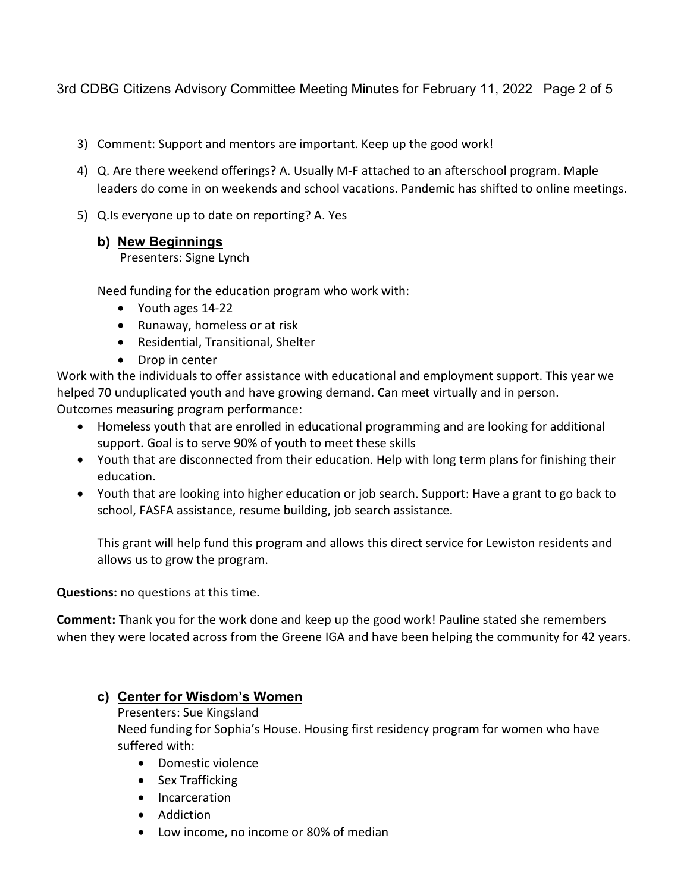3) Comment: Support and mentors are important. Keep up the good work!

4) Q. Are there weekend offerings? A. Usually M-F attached to an afterschool program. Maple leaders do come in on weekends and school vacations. Pandemic has shifted to online meetings.

5) Q.Is everyone up to date on reporting? A. Yes

### b) New Beginnings

Presenters: Signe Lynch

Need funding for the education program who work with:

- Youth ages 14-22
- Runaway, homeless or at risk
- Residential, Transitional, Shelter
- Drop in center

Work with the individuals to offer assistance with educational and employment support. This year we helped 70 unduplicated youth and have growing demand. Can meet virtually and in person.
Outcomes measuring program performance:

- Homeless youth that are enrolled in educational programming and are looking for additional support. Goal is to serve 90% of youth to meet these skills
- Youth that are disconnected from their education. Help with long term plans for finishing their education.
- Youth that are looking into higher education or job search. Support: Have a grant to go back to school, FASFA assistance, resume building, job search assistance.

  This grant will help fund this program and allows this direct service for Lewiston residents and allows us to grow the program.

**Questions:** no questions at this time.

**Comment:** Thank you for the work done and keep up the good work! Pauline stated she remembers when they were located across from the Greene IGA and have been helping the community for 42 years.

### c) Center for Wisdom's Women

Presenters: Sue Kingsland

Need funding for Sophia's House. Housing first residency program for women who have suffered with:

- Domestic violence
- Sex Trafficking
- Incarceration
- Addiction
- Low income, no income or 80% of median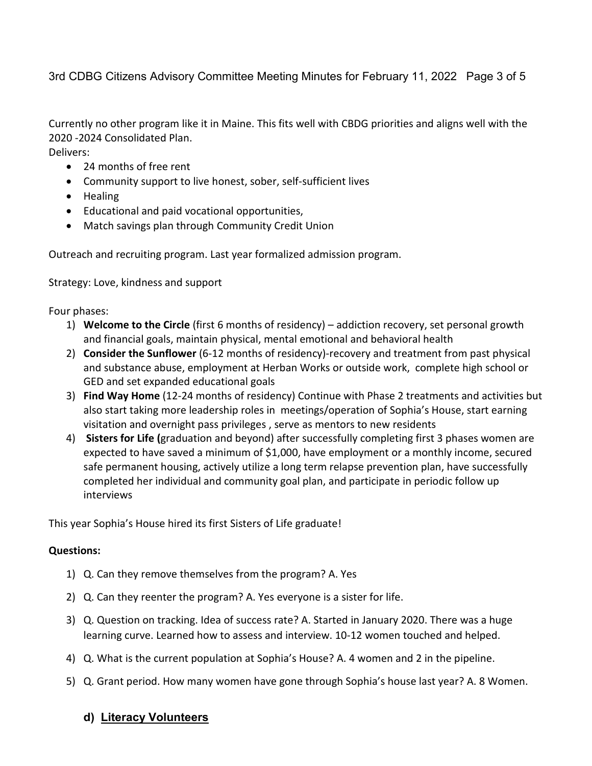Currently no other program like it in Maine. This fits well with CBDG priorities and aligns well with the 2020 -2024 Consolidated Plan.

Delivers:

- 24 months of free rent
- Community support to live honest, sober, self-sufficient lives
- Healing
- Educational and paid vocational opportunities,
- Match savings plan through Community Credit Union

Outreach and recruiting program. Last year formalized admission program.

Strategy: Love, kindness and support

Four phases:

1) **Welcome to the Circle** (first 6 months of residency) – addiction recovery, set personal growth and financial goals, maintain physical, mental emotional and behavioral health
2) **Consider the Sunflower** (6-12 months of residency)-recovery and treatment from past physical and substance abuse, employment at Herban Works or outside work, complete high school or GED and set expanded educational goals
3) **Find Way Home** (12-24 months of residency) Continue with Phase 2 treatments and activities but also start taking more leadership roles in meetings/operation of Sophia's House, start earning visitation and overnight pass privileges , serve as mentors to new residents
4) **Sisters for Life (**graduation and beyond) after successfully completing first 3 phases women are expected to have saved a minimum of $1,000, have employment or a monthly income, secured safe permanent housing, actively utilize a long term relapse prevention plan, have successfully completed her individual and community goal plan, and participate in periodic follow up interviews

This year Sophia's House hired its first Sisters of Life graduate!

**Questions:**

1) Q. Can they remove themselves from the program? A. Yes
2) Q. Can they reenter the program? A. Yes everyone is a sister for life.
3) Q. Question on tracking. Idea of success rate? A. Started in January 2020. There was a huge learning curve. Learned how to assess and interview. 10-12 women touched and helped.
4) Q. What is the current population at Sophia's House? A. 4 women and 2 in the pipeline.
5) Q. Grant period. How many women have gone through Sophia's house last year? A. 8 Women.

### d) <u>Literacy Volunteers</u>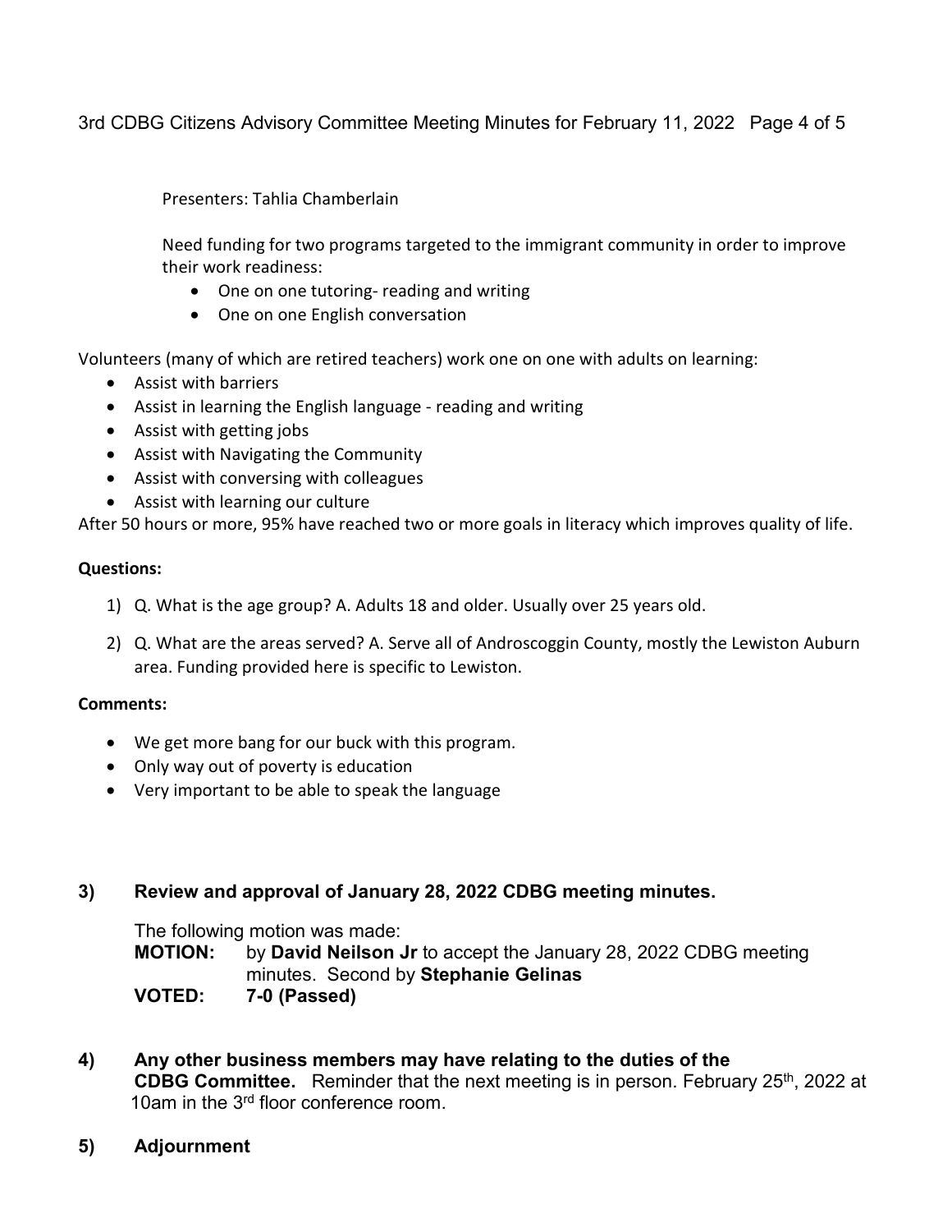Presenters: Tahlia Chamberlain

Need funding for two programs targeted to the immigrant community in order to improve their work readiness:

- One on one tutoring- reading and writing
- One on one English conversation

Volunteers (many of which are retired teachers) work one on one with adults on learning:

- Assist with barriers
- Assist in learning the English language - reading and writing
- Assist with getting jobs
- Assist with Navigating the Community
- Assist with conversing with colleagues
- Assist with learning our culture

After 50 hours or more, 95% have reached two or more goals in literacy which improves quality of life.

**Questions:**

1) Q. What is the age group? A. Adults 18 and older. Usually over 25 years old.
2) Q. What are the areas served? A. Serve all of Androscoggin County, mostly the Lewiston Auburn area. Funding provided here is specific to Lewiston.

**Comments:**

- We get more bang for our buck with this program.
- Only way out of poverty is education
- Very important to be able to speak the language

## 3) Review and approval of January 28, 2022 CDBG meeting minutes.

The following motion was made:

**MOTION:** by **David Neilson Jr** to accept the January 28, 2022 CDBG meeting minutes. Second by **Stephanie Gelinas**

**VOTED: 7-0 (Passed)**

## 4) Any other business members may have relating to the duties of the CDBG Committee.

Reminder that the next meeting is in person. February 25th, 2022 at 10am in the 3rd floor conference room.

## 5) Adjournment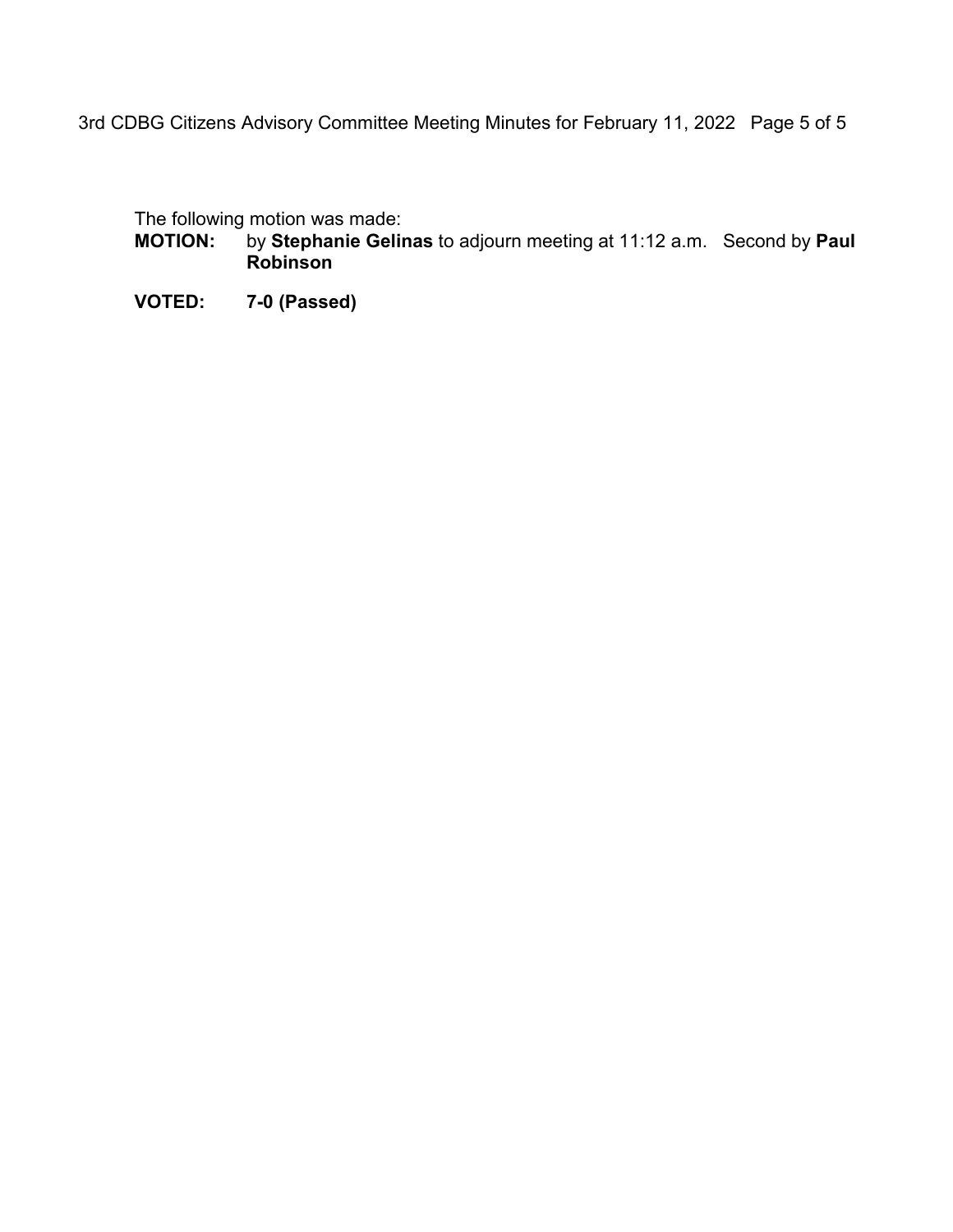The following motion was made:

**MOTION:** by **Stephanie Gelinas** to adjourn meeting at 11:12 a.m. Second by **Paul Robinson**

**VOTED: 7-0 (Passed)**